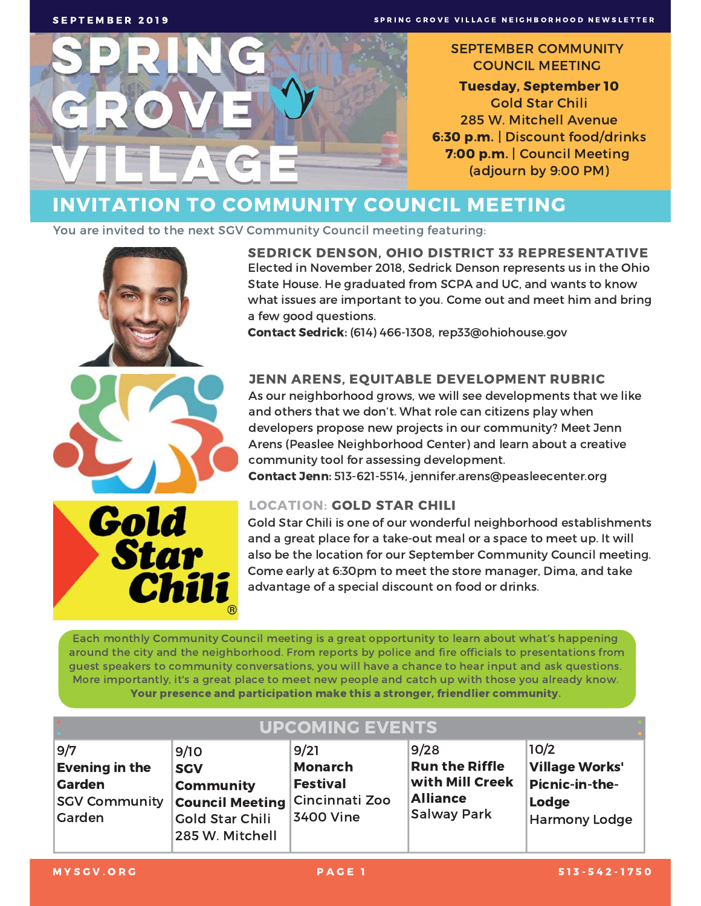# SPRING GROVE VILLAGE

**September 2019** — Spring Grove Village Neighborhood Newsletter

## SEPTEMBER COMMUNITY COUNCIL MEETING

**Tuesday, September 10**
Gold Star Chili
285 W. Mitchell Avenue
**6:30 p.m.** | Discount food/drinks
**7:00 p.m.** | Council Meeting
(adjourn by 9:00 PM)

## INVITATION TO COMMUNITY COUNCIL MEETING

You are invited to the next SGV Community Council meeting featuring:

### SEDRICK DENSON, OHIO DISTRICT 33 REPRESENTATIVE

Elected in November 2018, Sedrick Denson represents us in the Ohio State House. He graduated from SCPA and UC, and wants to know what issues are important to you. Come out and meet him and bring a few good questions.

**Contact Sedrick:** (614) 466-1308, rep33@ohiohouse.gov

### JENN ARENS, EQUITABLE DEVELOPMENT RUBRIC

As our neighborhood grows, we will see developments that we like and others that we don't. What role can citizens play when developers propose new projects in our community? Meet Jenn Arens (Peaslee Neighborhood Center) and learn about a creative community tool for assessing development.

**Contact Jenn:** 513-621-5514, jennifer.arens@peasleecenter.org

### LOCATION: GOLD STAR CHILI

Gold Star Chili is one of our wonderful neighborhood establishments and a great place for a take-out meal or a space to meet up. It will also be the location for our September Community Council meeting. Come early at 6:30pm to meet the store manager, Dima, and take advantage of a special discount on food or drinks.

Each monthly Community Council meeting is a great opportunity to learn about what's happening around the city and the neighborhood. From reports by police and fire officials to presentations from guest speakers to community conversations, you will have a chance to hear input and ask questions. More importantly, it's a great place to meet new people and catch up with those you already know. **Your presence and participation make this a stronger, friendlier community.**

## UPCOMING EVENTS

| 9/7 | 9/10 | 9/21 | 9/28 | 10/2 |
|---|---|---|---|---|
| **Evening in the Garden** SGV Community Garden | **SGV Community Council Meeting** Gold Star Chili 285 W. Mitchell | **Monarch Festival** Cincinnati Zoo 3400 Vine | **Run the Riffle with Mill Creek Alliance** Salway Park | **Village Works' Picnic-in-the-Lodge** Harmony Lodge |

MYSGV.ORG — 513-542-1750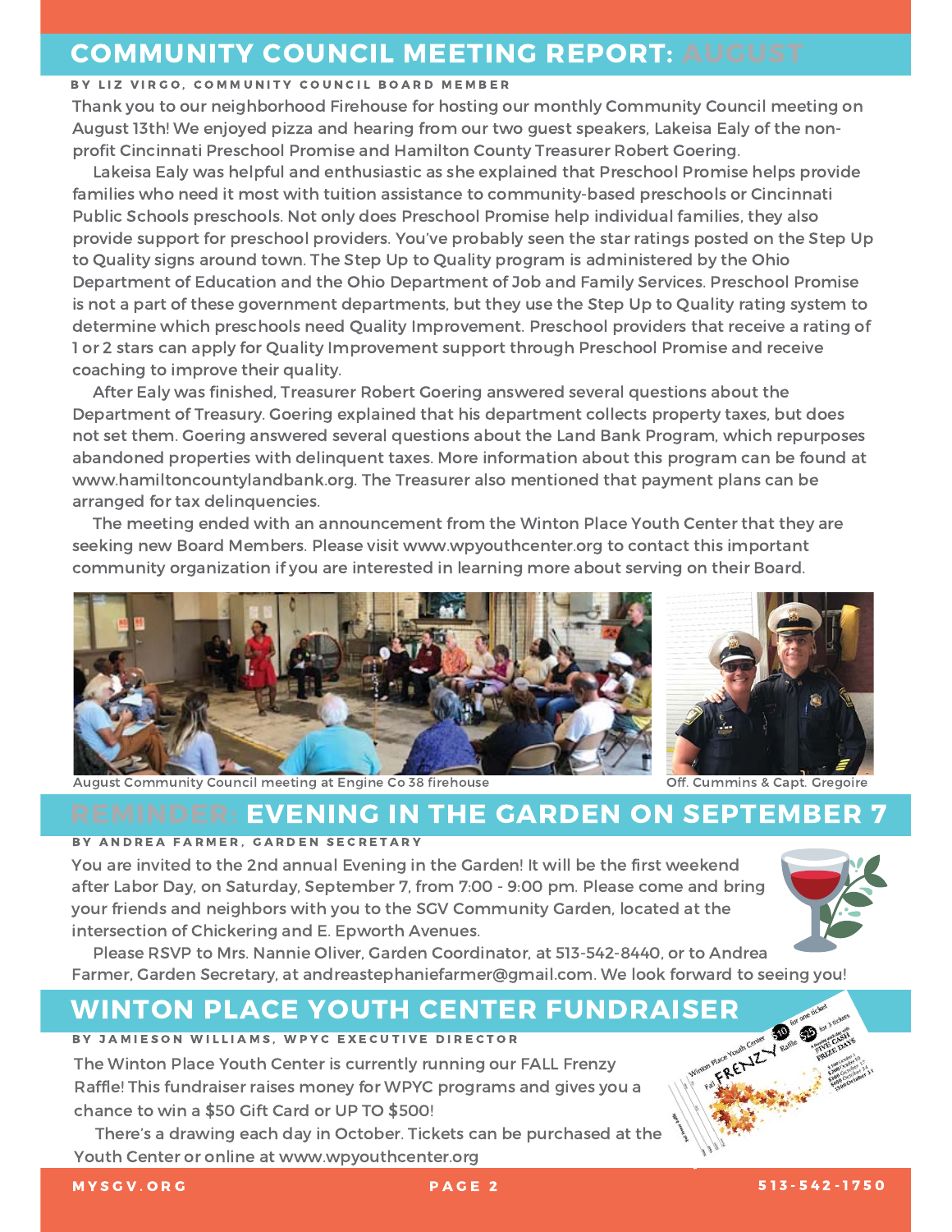## COMMUNITY COUNCIL MEETING REPORT: AUGUST

BY LIZ VIRGO, COMMUNITY COUNCIL BOARD MEMBER

Thank you to our neighborhood Firehouse for hosting our monthly Community Council meeting on August 13th! We enjoyed pizza and hearing from our two guest speakers, Lakeisa Ealy of the non-profit Cincinnati Preschool Promise and Hamilton County Treasurer Robert Goering.

Lakeisa Ealy was helpful and enthusiastic as she explained that Preschool Promise helps provide families who need it most with tuition assistance to community-based preschools or Cincinnati Public Schools preschools. Not only does Preschool Promise help individual families, they also provide support for preschool providers. You've probably seen the star ratings posted on the Step Up to Quality signs around town. The Step Up to Quality program is administered by the Ohio Department of Education and the Ohio Department of Job and Family Services. Preschool Promise is not a part of these government departments, but they use the Step Up to Quality rating system to determine which preschools need Quality Improvement. Preschool providers that receive a rating of 1 or 2 stars can apply for Quality Improvement support through Preschool Promise and receive coaching to improve their quality.

After Ealy was finished, Treasurer Robert Goering answered several questions about the Department of Treasury. Goering explained that his department collects property taxes, but does not set them. Goering answered several questions about the Land Bank Program, which repurposes abandoned properties with delinquent taxes. More information about this program can be found at www.hamiltoncountylandbank.org. The Treasurer also mentioned that payment plans can be arranged for tax delinquencies.

The meeting ended with an announcement from the Winton Place Youth Center that they are seeking new Board Members. Please visit www.wpyouthcenter.org to contact this important community organization if you are interested in learning more about serving on their Board.

August Community Council meeting at Engine Co 38 firehouse

Off. Cummins & Capt. Gregoire

## REMINDER: EVENING IN THE GARDEN ON SEPTEMBER 7

BY ANDREA FARMER, GARDEN SECRETARY

You are invited to the 2nd annual Evening in the Garden! It will be the first weekend after Labor Day, on Saturday, September 7, from 7:00 - 9:00 pm. Please come and bring your friends and neighbors with you to the SGV Community Garden, located at the intersection of Chickering and E. Epworth Avenues.

Please RSVP to Mrs. Nannie Oliver, Garden Coordinator, at 513-542-8440, or to Andrea Farmer, Garden Secretary, at andreastephaniefarmer@gmail.com. We look forward to seeing you!

## WINTON PLACE YOUTH CENTER FUNDRAISER

BY JAMIESON WILLIAMS, WPYC EXECUTIVE DIRECTOR

The Winton Place Youth Center is currently running our FALL Frenzy Raffle! This fundraiser raises money for WPYC programs and gives you a chance to win a $50 Gift Card or UP TO $500!

There's a drawing each day in October. Tickets can be purchased at the Youth Center or online at www.wpyouthcenter.org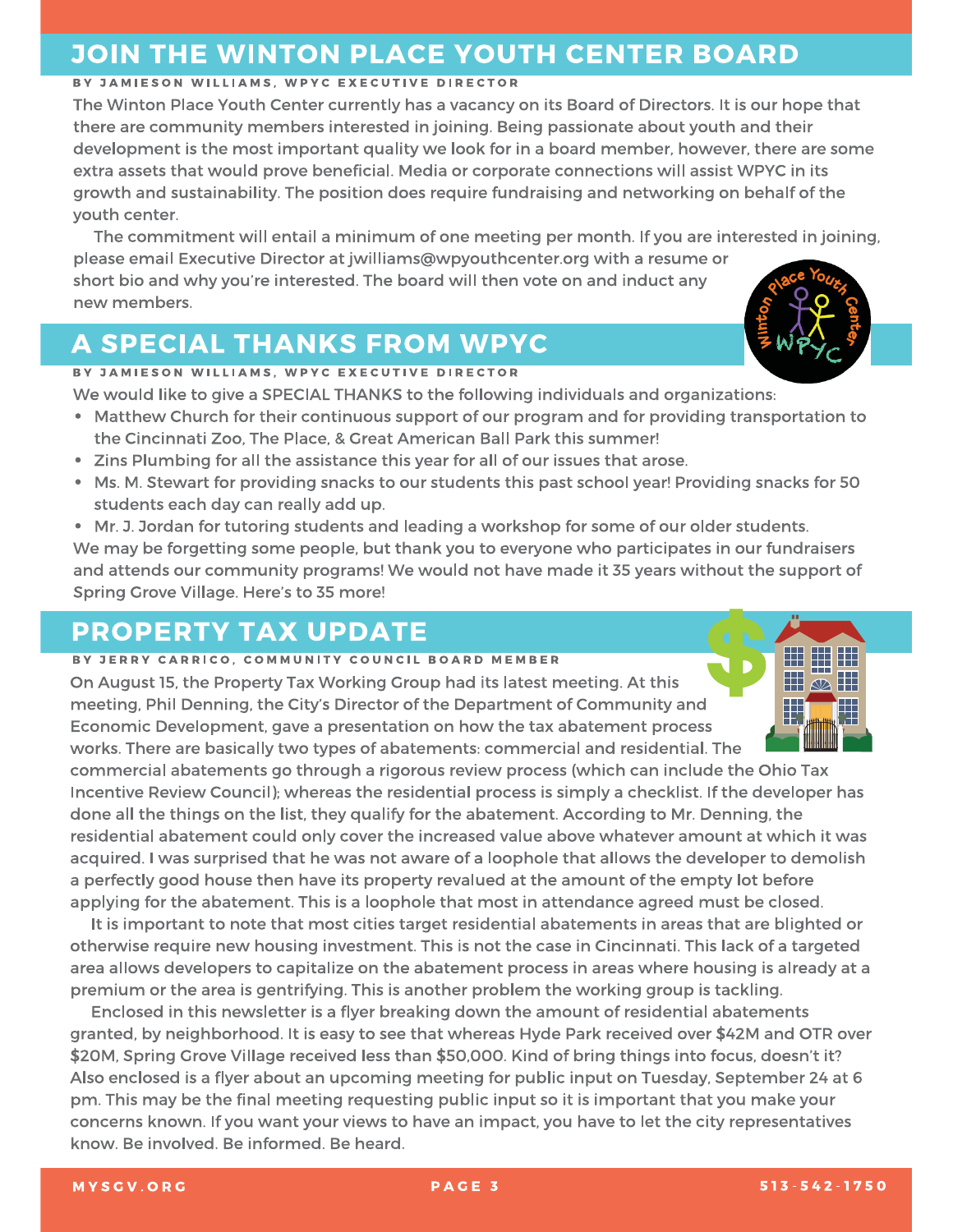## JOIN THE WINTON PLACE YOUTH CENTER BOARD

**BY JAMIESON WILLIAMS, WPYC EXECUTIVE DIRECTOR**

The Winton Place Youth Center currently has a vacancy on its Board of Directors. It is our hope that there are community members interested in joining. Being passionate about youth and their development is the most important quality we look for in a board member, however, there are some extra assets that would prove beneficial. Media or corporate connections will assist WPYC in its growth and sustainability. The position does require fundraising and networking on behalf of the youth center.

The commitment will entail a minimum of one meeting per month. If you are interested in joining, please email Executive Director at jwilliams@wpyouthcenter.org with a resume or short bio and why you're interested. The board will then vote on and induct any new members.

## A SPECIAL THANKS FROM WPYC

**BY JAMIESON WILLIAMS, WPYC EXECUTIVE DIRECTOR**

We would like to give a SPECIAL THANKS to the following individuals and organizations:

- Matthew Church for their continuous support of our program and for providing transportation to the Cincinnati Zoo, The Place, & Great American Ball Park this summer!
- Zins Plumbing for all the assistance this year for all of our issues that arose.
- Ms. M. Stewart for providing snacks to our students this past school year! Providing snacks for 50 students each day can really add up.
- Mr. J. Jordan for tutoring students and leading a workshop for some of our older students.

We may be forgetting some people, but thank you to everyone who participates in our fundraisers and attends our community programs! We would not have made it 35 years without the support of Spring Grove Village. Here's to 35 more!

## PROPERTY TAX UPDATE

**BY JERRY CARRICO, COMMUNITY COUNCIL BOARD MEMBER**

On August 15, the Property Tax Working Group had its latest meeting. At this meeting, Phil Denning, the City's Director of the Department of Community and Economic Development, gave a presentation on how the tax abatement process works. There are basically two types of abatements: commercial and residential. The commercial abatements go through a rigorous review process (which can include the Ohio Tax Incentive Review Council); whereas the residential process is simply a checklist. If the developer has done all the things on the list, they qualify for the abatement. According to Mr. Denning, the residential abatement could only cover the increased value above whatever amount at which it was acquired. I was surprised that he was not aware of a loophole that allows the developer to demolish a perfectly good house then have its property revalued at the amount of the empty lot before applying for the abatement. This is a loophole that most in attendance agreed must be closed.

It is important to note that most cities target residential abatements in areas that are blighted or otherwise require new housing investment. This is not the case in Cincinnati. This lack of a targeted area allows developers to capitalize on the abatement process in areas where housing is already at a premium or the area is gentrifying. This is another problem the working group is tackling.

Enclosed in this newsletter is a flyer breaking down the amount of residential abatements granted, by neighborhood. It is easy to see that whereas Hyde Park received over $42M and OTR over $20M, Spring Grove Village received less than $50,000. Kind of bring things into focus, doesn't it? Also enclosed is a flyer about an upcoming meeting for public input on Tuesday, September 24 at 6 pm. This may be the final meeting requesting public input so it is important that you make your concerns known. If you want your views to have an impact, you have to let the city representatives know. Be involved. Be informed. Be heard.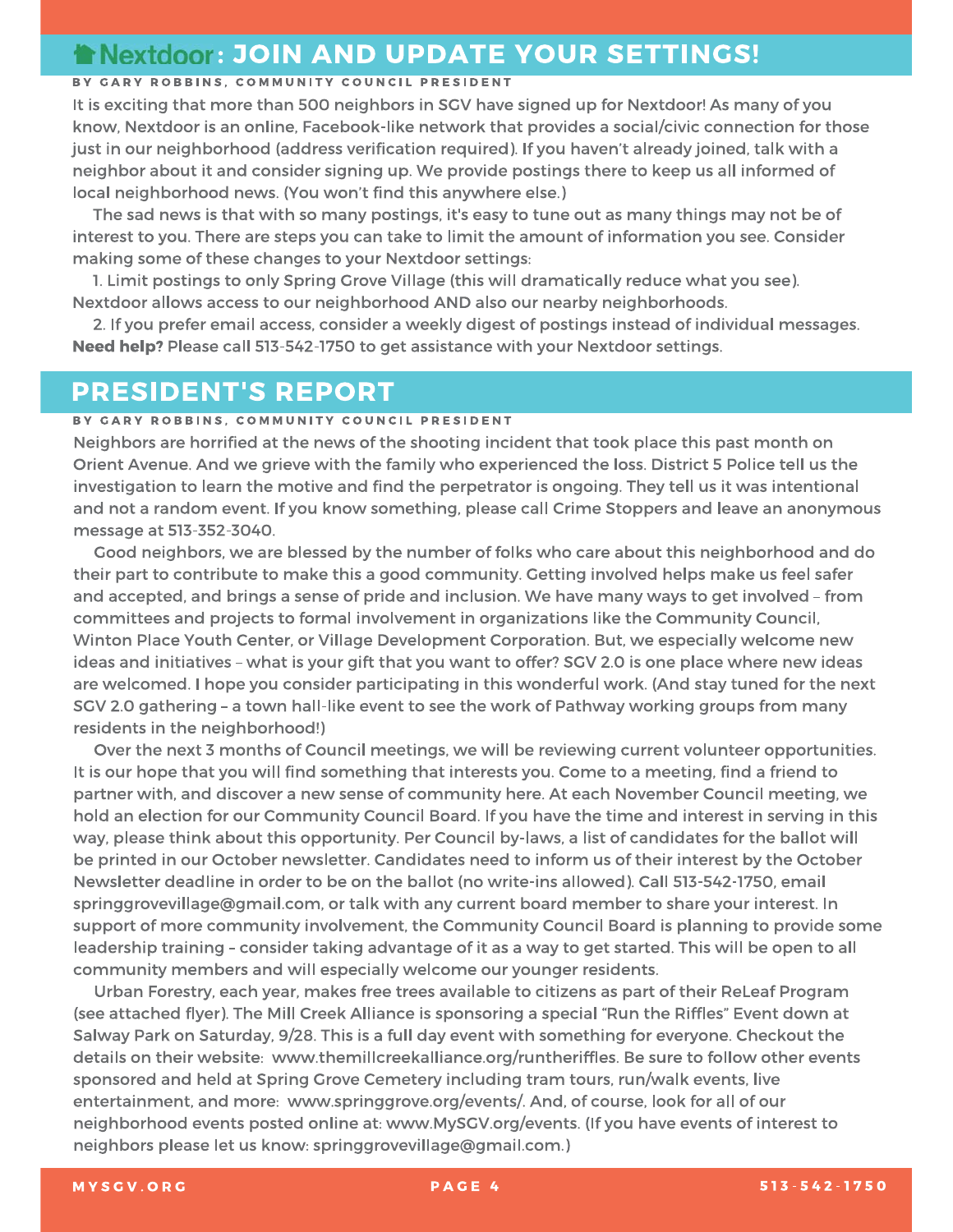## Nextdoor: JOIN AND UPDATE YOUR SETTINGS!

BY GARY ROBBINS, COMMUNITY COUNCIL PRESIDENT

It is exciting that more than 500 neighbors in SGV have signed up for Nextdoor! As many of you know, Nextdoor is an online, Facebook-like network that provides a social/civic connection for those just in our neighborhood (address verification required). If you haven't already joined, talk with a neighbor about it and consider signing up. We provide postings there to keep us all informed of local neighborhood news. (You won't find this anywhere else.)

The sad news is that with so many postings, it's easy to tune out as many things may not be of interest to you. There are steps you can take to limit the amount of information you see. Consider making some of these changes to your Nextdoor settings:

1. Limit postings to only Spring Grove Village (this will dramatically reduce what you see). Nextdoor allows access to our neighborhood AND also our nearby neighborhoods.
2. If you prefer email access, consider a weekly digest of postings instead of individual messages.

**Need help?** Please call 513-542-1750 to get assistance with your Nextdoor settings.

## PRESIDENT'S REPORT

BY GARY ROBBINS, COMMUNITY COUNCIL PRESIDENT

Neighbors are horrified at the news of the shooting incident that took place this past month on Orient Avenue. And we grieve with the family who experienced the loss. District 5 Police tell us the investigation to learn the motive and find the perpetrator is ongoing. They tell us it was intentional and not a random event. If you know something, please call Crime Stoppers and leave an anonymous message at 513-352-3040.

Good neighbors, we are blessed by the number of folks who care about this neighborhood and do their part to contribute to make this a good community. Getting involved helps make us feel safer and accepted, and brings a sense of pride and inclusion. We have many ways to get involved – from committees and projects to formal involvement in organizations like the Community Council, Winton Place Youth Center, or Village Development Corporation. But, we especially welcome new ideas and initiatives – what is your gift that you want to offer? SGV 2.0 is one place where new ideas are welcomed. I hope you consider participating in this wonderful work. (And stay tuned for the next SGV 2.0 gathering – a town hall-like event to see the work of Pathway working groups from many residents in the neighborhood!)

Over the next 3 months of Council meetings, we will be reviewing current volunteer opportunities. It is our hope that you will find something that interests you. Come to a meeting, find a friend to partner with, and discover a new sense of community here. At each November Council meeting, we hold an election for our Community Council Board. If you have the time and interest in serving in this way, please think about this opportunity. Per Council by-laws, a list of candidates for the ballot will be printed in our October newsletter. Candidates need to inform us of their interest by the October Newsletter deadline in order to be on the ballot (no write-ins allowed). Call 513-542-1750, email springgrovevillage@gmail.com, or talk with any current board member to share your interest. In support of more community involvement, the Community Council Board is planning to provide some leadership training – consider taking advantage of it as a way to get started. This will be open to all community members and will especially welcome our younger residents.

Urban Forestry, each year, makes free trees available to citizens as part of their ReLeaf Program (see attached flyer). The Mill Creek Alliance is sponsoring a special "Run the Riffles" Event down at Salway Park on Saturday, 9/28. This is a full day event with something for everyone. Checkout the details on their website: www.themillcreekalliance.org/runtheriffles. Be sure to follow other events sponsored and held at Spring Grove Cemetery including tram tours, run/walk events, live entertainment, and more: www.springgrove.org/events/. And, of course, look for all of our neighborhood events posted online at: www.MySGV.org/events. (If you have events of interest to neighbors please let us know: springgrovevillage@gmail.com.)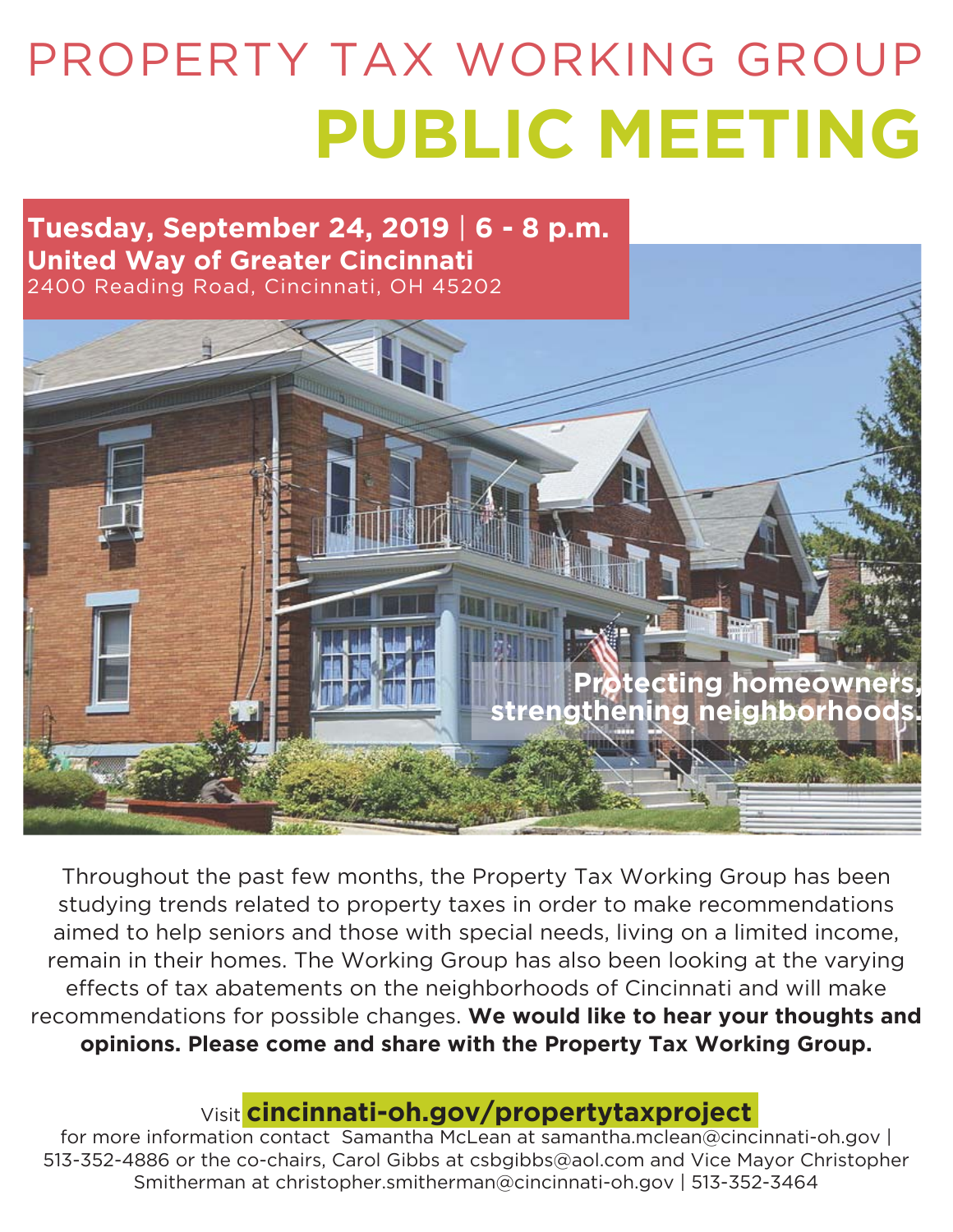# PROPERTY TAX WORKING GROUP

# PUBLIC MEETING

**Tuesday, September 24, 2019 | 6 - 8 p.m.**
**United Way of Greater Cincinnati**
2400 Reading Road, Cincinnati, OH 45202

**Protecting homeowners, strengthening neighborhoods.**

Throughout the past few months, the Property Tax Working Group has been studying trends related to property taxes in order to make recommendations aimed to help seniors and those with special needs, living on a limited income, remain in their homes. The Working Group has also been looking at the varying effects of tax abatements on the neighborhoods of Cincinnati and will make recommendations for possible changes. **We would like to hear your thoughts and opinions. Please come and share with the Property Tax Working Group.**

Visit **cincinnati-oh.gov/propertytaxproject**
for more information contact Samantha McLean at samantha.mclean@cincinnati-oh.gov | 513-352-4886 or the co-chairs, Carol Gibbs at csbgibbs@aol.com and Vice Mayor Christopher Smitherman at christopher.smitherman@cincinnati-oh.gov | 513-352-3464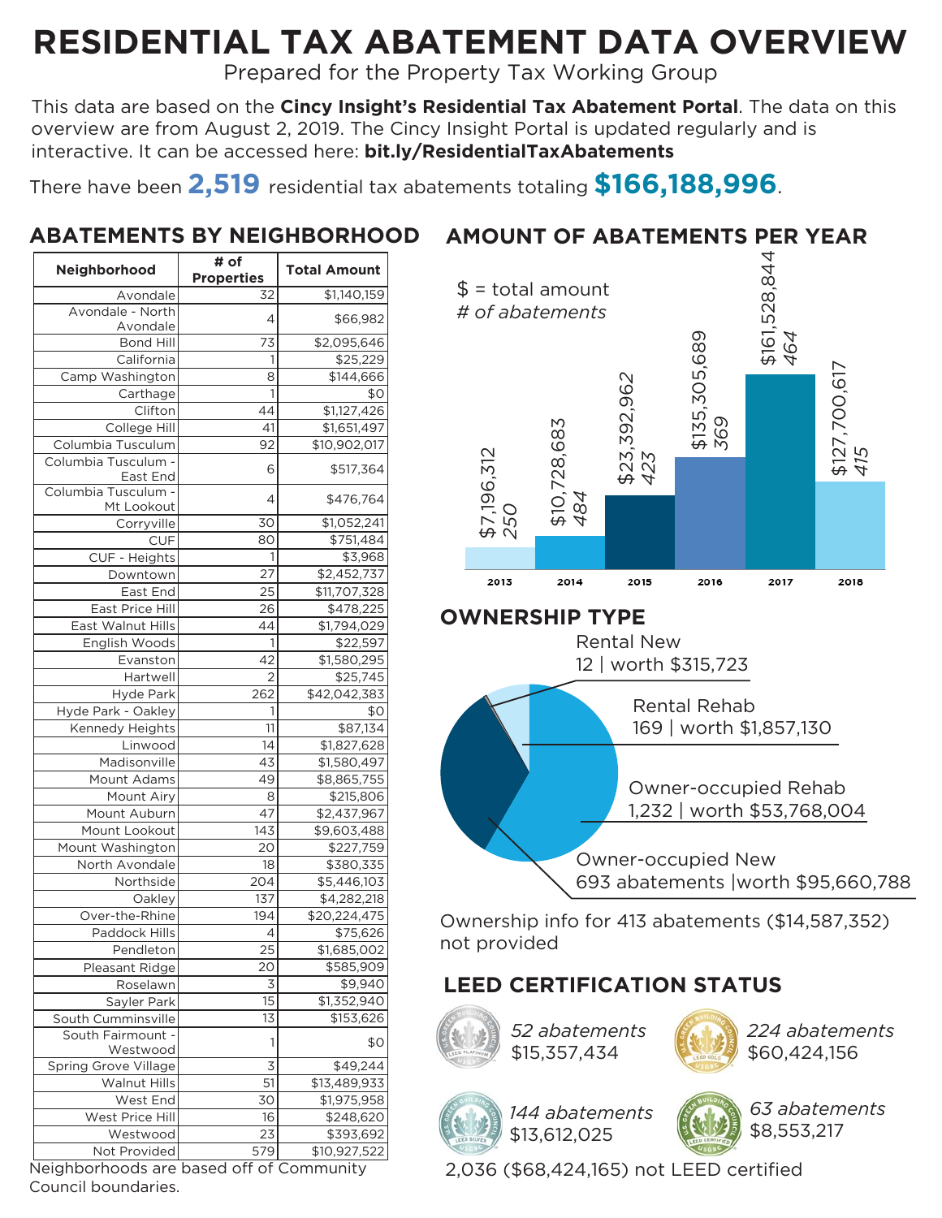# RESIDENTIAL TAX ABATEMENT DATA OVERVIEW

Prepared for the Property Tax Working Group

This data are based on the **Cincy Insight's Residential Tax Abatement Portal**. The data on this overview are from August 2, 2019. The Cincy Insight Portal is updated regularly and is interactive. It can be accessed here: **bit.ly/ResidentialTaxAbatements**

There have been **2,519** residential tax abatements totaling **$166,188,996**.

## ABATEMENTS BY NEIGHBORHOOD

| Neighborhood | # of Properties | Total Amount |
|---|---|---|
| Avondale | 32 | $1,140,159 |
| Avondale - North Avondale | 4 | $66,982 |
| Bond Hill | 73 | $2,095,646 |
| California | 1 | $25,229 |
| Camp Washington | 8 | $144,666 |
| Carthage | 1 | $0 |
| Clifton | 44 | $1,127,426 |
| College Hill | 41 | $1,651,497 |
| Columbia Tusculum | 92 | $10,902,017 |
| Columbia Tusculum - East End | 6 | $517,364 |
| Columbia Tusculum - Mt Lookout | 4 | $476,764 |
| Corryville | 30 | $1,052,241 |
| CUF | 80 | $751,484 |
| CUF - Heights | 1 | $3,968 |
| Downtown | 27 | $2,452,737 |
| East End | 25 | $11,707,328 |
| East Price Hill | 26 | $478,225 |
| East Walnut Hills | 44 | $1,794,029 |
| English Woods | 1 | $22,597 |
| Evanston | 42 | $1,580,295 |
| Hartwell | 2 | $25,745 |
| Hyde Park | 262 | $42,042,383 |
| Hyde Park - Oakley | 1 | $0 |
| Kennedy Heights | 11 | $87,134 |
| Linwood | 14 | $1,827,628 |
| Madisonville | 43 | $1,580,497 |
| Mount Adams | 49 | $8,865,755 |
| Mount Airy | 8 | $215,806 |
| Mount Auburn | 47 | $2,437,967 |
| Mount Lookout | 143 | $9,603,488 |
| Mount Washington | 20 | $227,759 |
| North Avondale | 18 | $380,335 |
| Northside | 204 | $5,446,103 |
| Oakley | 137 | $4,282,218 |
| Over-the-Rhine | 194 | $20,224,475 |
| Paddock Hills | 4 | $75,626 |
| Pendleton | 25 | $1,685,002 |
| Pleasant Ridge | 20 | $585,909 |
| Roselawn | 3 | $9,940 |
| Sayler Park | 15 | $1,352,940 |
| South Cumminsville | 13 | $153,626 |
| South Fairmount - Westwood | 1 | $0 |
| Spring Grove Village | 3 | $49,244 |
| Walnut Hills | 51 | $13,489,933 |
| West End | 30 | $1,975,958 |
| West Price Hill | 16 | $248,620 |
| Westwood | 23 | $393,692 |
| Not Provided | 579 | $10,927,522 |

Neighborhoods are based off of Community Council boundaries.

## AMOUNT OF ABATEMENTS PER YEAR

$ = total amount
*# of abatements*

| Year | Total Amount | # of Abatements |
|---|---|---|
| 2013 | $7,196,312 | 250 |
| 2014 | $10,728,683 | 484 |
| 2015 | $23,392,962 | 423 |
| 2016 | $135,305,689 | 369 |
| 2017 | $161,528,844 | 464 |
| 2018 | $127,700,617 | 415 |

## OWNERSHIP TYPE

- Rental New: 12 | worth $315,723
- Rental Rehab: 169 | worth $1,857,130
- Owner-occupied Rehab: 1,232 | worth $53,768,004
- Owner-occupied New: 693 abatements | worth $95,660,788

Ownership info for 413 abatements ($14,587,352) not provided

## LEED CERTIFICATION STATUS

- LEED Platinum: *52 abatements* $15,357,434
- LEED Gold: *224 abatements* $60,424,156
- LEED Silver: *144 abatements* $13,612,025
- LEED Certified: *63 abatements* $8,553,217

2,036 ($68,424,165) not LEED certified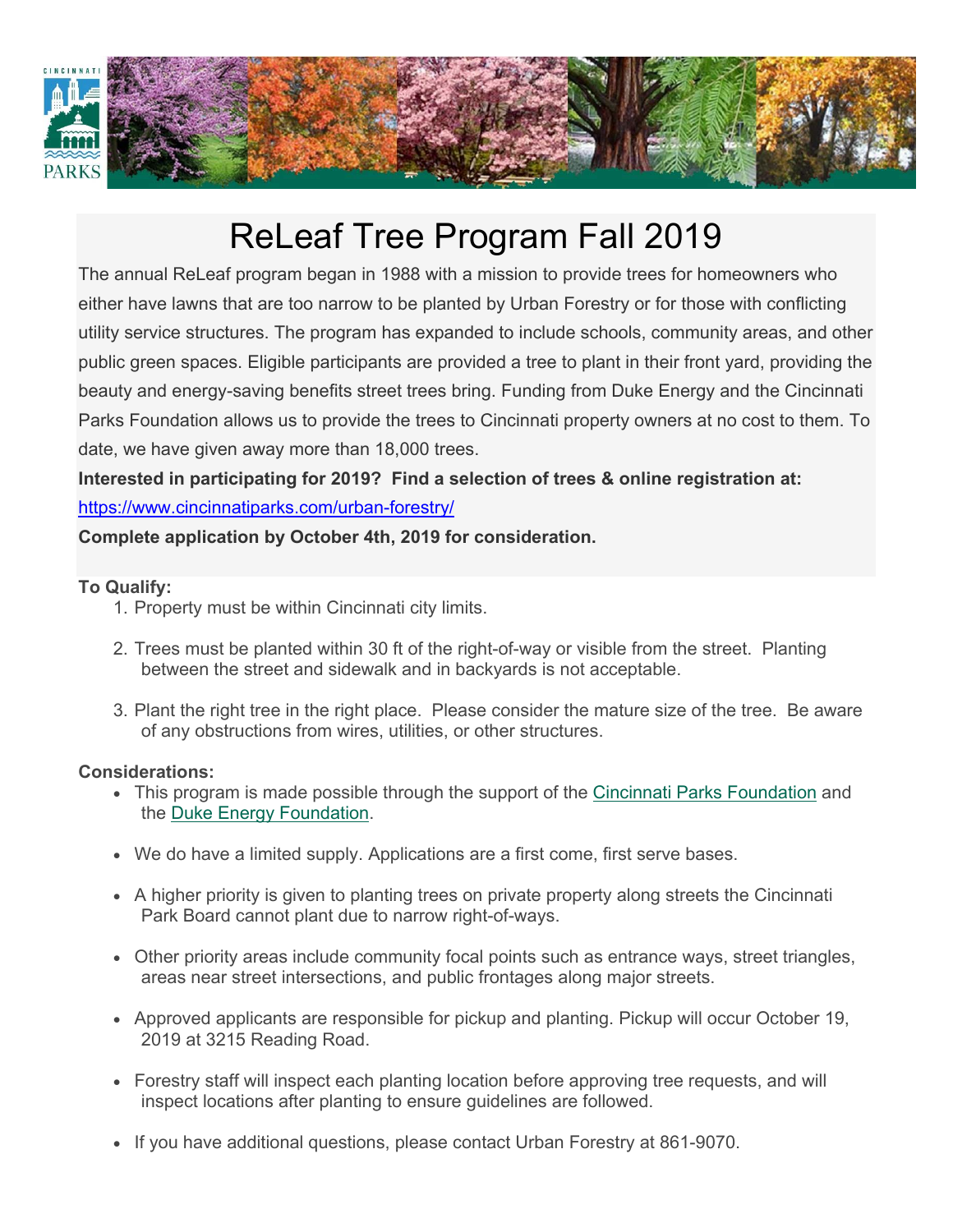# ReLeaf Tree Program Fall 2019

The annual ReLeaf program began in 1988 with a mission to provide trees for homeowners who either have lawns that are too narrow to be planted by Urban Forestry or for those with conflicting utility service structures. The program has expanded to include schools, community areas, and other public green spaces. Eligible participants are provided a tree to plant in their front yard, providing the beauty and energy-saving benefits street trees bring. Funding from Duke Energy and the Cincinnati Parks Foundation allows us to provide the trees to Cincinnati property owners at no cost to them. To date, we have given away more than 18,000 trees.

**Interested in participating for 2019? Find a selection of trees & online registration at:**
https://www.cincinnatiparks.com/urban-forestry/

**Complete application by October 4th, 2019 for consideration.**

**To Qualify:**

1. Property must be within Cincinnati city limits.
2. Trees must be planted within 30 ft of the right-of-way or visible from the street. Planting between the street and sidewalk and in backyards is not acceptable.
3. Plant the right tree in the right place. Please consider the mature size of the tree. Be aware of any obstructions from wires, utilities, or other structures.

**Considerations:**

- This program is made possible through the support of the Cincinnati Parks Foundation and the Duke Energy Foundation.
- We do have a limited supply. Applications are a first come, first serve bases.
- A higher priority is given to planting trees on private property along streets the Cincinnati Park Board cannot plant due to narrow right-of-ways.
- Other priority areas include community focal points such as entrance ways, street triangles, areas near street intersections, and public frontages along major streets.
- Approved applicants are responsible for pickup and planting. Pickup will occur October 19, 2019 at 3215 Reading Road.
- Forestry staff will inspect each planting location before approving tree requests, and will inspect locations after planting to ensure guidelines are followed.
- If you have additional questions, please contact Urban Forestry at 861-9070.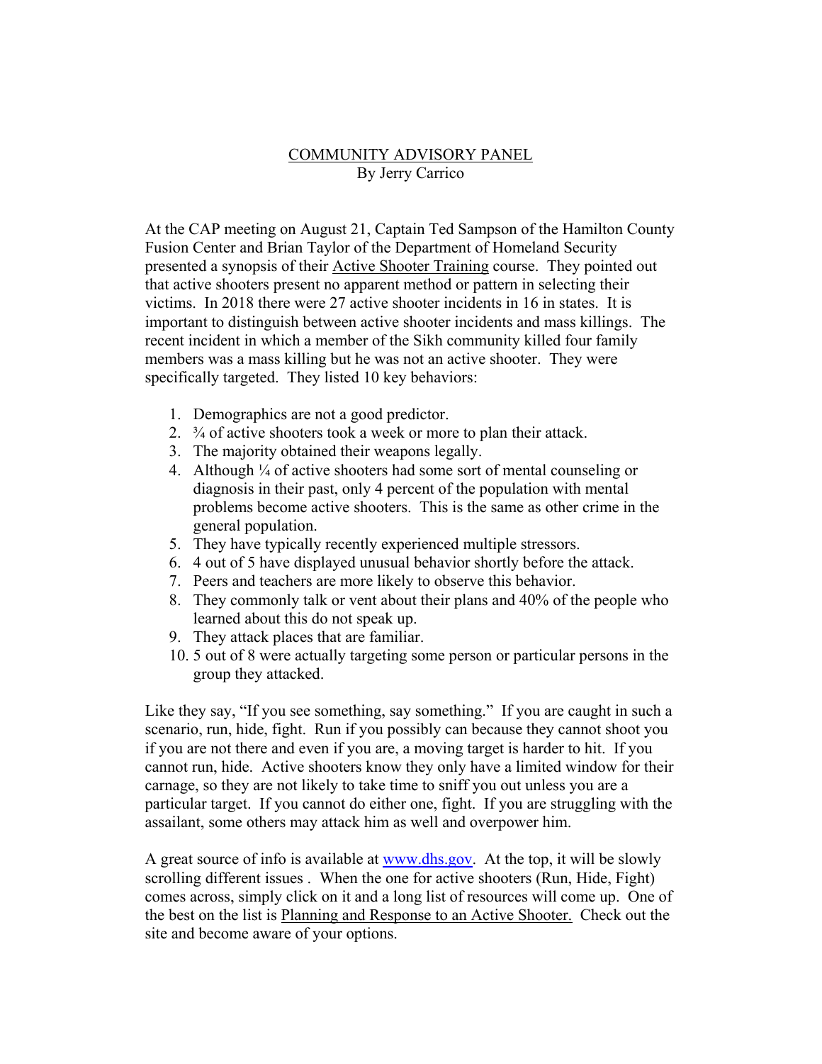# COMMUNITY ADVISORY PANEL

By Jerry Carrico

At the CAP meeting on August 21, Captain Ted Sampson of the Hamilton County Fusion Center and Brian Taylor of the Department of Homeland Security presented a synopsis of their Active Shooter Training course. They pointed out that active shooters present no apparent method or pattern in selecting their victims. In 2018 there were 27 active shooter incidents in 16 in states. It is important to distinguish between active shooter incidents and mass killings. The recent incident in which a member of the Sikh community killed four family members was a mass killing but he was not an active shooter. They were specifically targeted. They listed 10 key behaviors:

1. Demographics are not a good predictor.
2. ¾ of active shooters took a week or more to plan their attack.
3. The majority obtained their weapons legally.
4. Although ¼ of active shooters had some sort of mental counseling or diagnosis in their past, only 4 percent of the population with mental problems become active shooters. This is the same as other crime in the general population.
5. They have typically recently experienced multiple stressors.
6. 4 out of 5 have displayed unusual behavior shortly before the attack.
7. Peers and teachers are more likely to observe this behavior.
8. They commonly talk or vent about their plans and 40% of the people who learned about this do not speak up.
9. They attack places that are familiar.
10. 5 out of 8 were actually targeting some person or particular persons in the group they attacked.

Like they say, "If you see something, say something." If you are caught in such a scenario, run, hide, fight. Run if you possibly can because they cannot shoot you if you are not there and even if you are, a moving target is harder to hit. If you cannot run, hide. Active shooters know they only have a limited window for their carnage, so they are not likely to take time to sniff you out unless you are a particular target. If you cannot do either one, fight. If you are struggling with the assailant, some others may attack him as well and overpower him.

A great source of info is available at [www.dhs.gov](http://www.dhs.gov). At the top, it will be slowly scrolling different issues . When the one for active shooters (Run, Hide, Fight) comes across, simply click on it and a long list of resources will come up. One of the best on the list is Planning and Response to an Active Shooter. Check out the site and become aware of your options.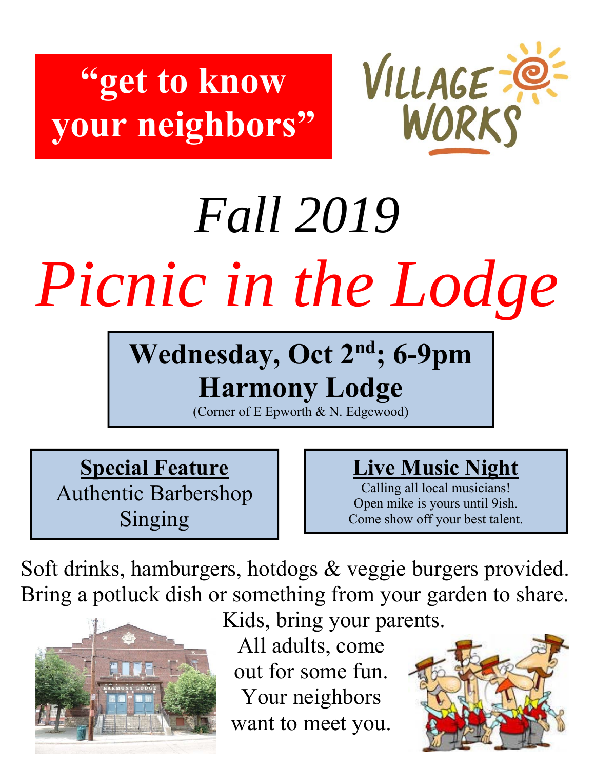**"get to know your neighbors"**

VILLAGE WORKS

*Fall 2019*

# *Picnic in the Lodge*

**Wednesday, Oct 2nd; 6-9pm**
**Harmony Lodge**
(Corner of E Epworth & N. Edgewood)

**Special Feature**
Authentic Barbershop Singing

**Live Music Night**
Calling all local musicians!
Open mike is yours until 9ish.
Come show off your best talent.

Soft drinks, hamburgers, hotdogs & veggie burgers provided.
Bring a potluck dish or something from your garden to share.
Kids, bring your parents.
All adults, come out for some fun.
Your neighbors want to meet you.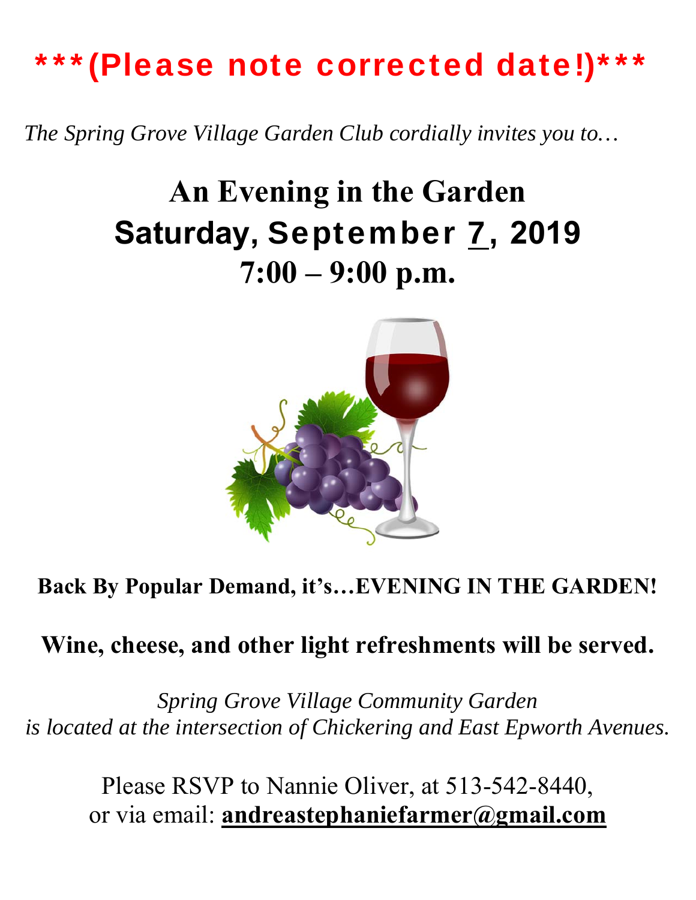***(Please note corrected date!)***

*The Spring Grove Village Garden Club cordially invites you to…*

# An Evening in the Garden
# Saturday, September 7, 2019
# 7:00 – 9:00 p.m.

**Back By Popular Demand, it's…EVENING IN THE GARDEN!**

**Wine, cheese, and other light refreshments will be served.**

*Spring Grove Village Community Garden*
*is located at the intersection of Chickering and East Epworth Avenues.*

Please RSVP to Nannie Oliver, at 513-542-8440,
or via email: **andreastephaniefarmer@gmail.com**